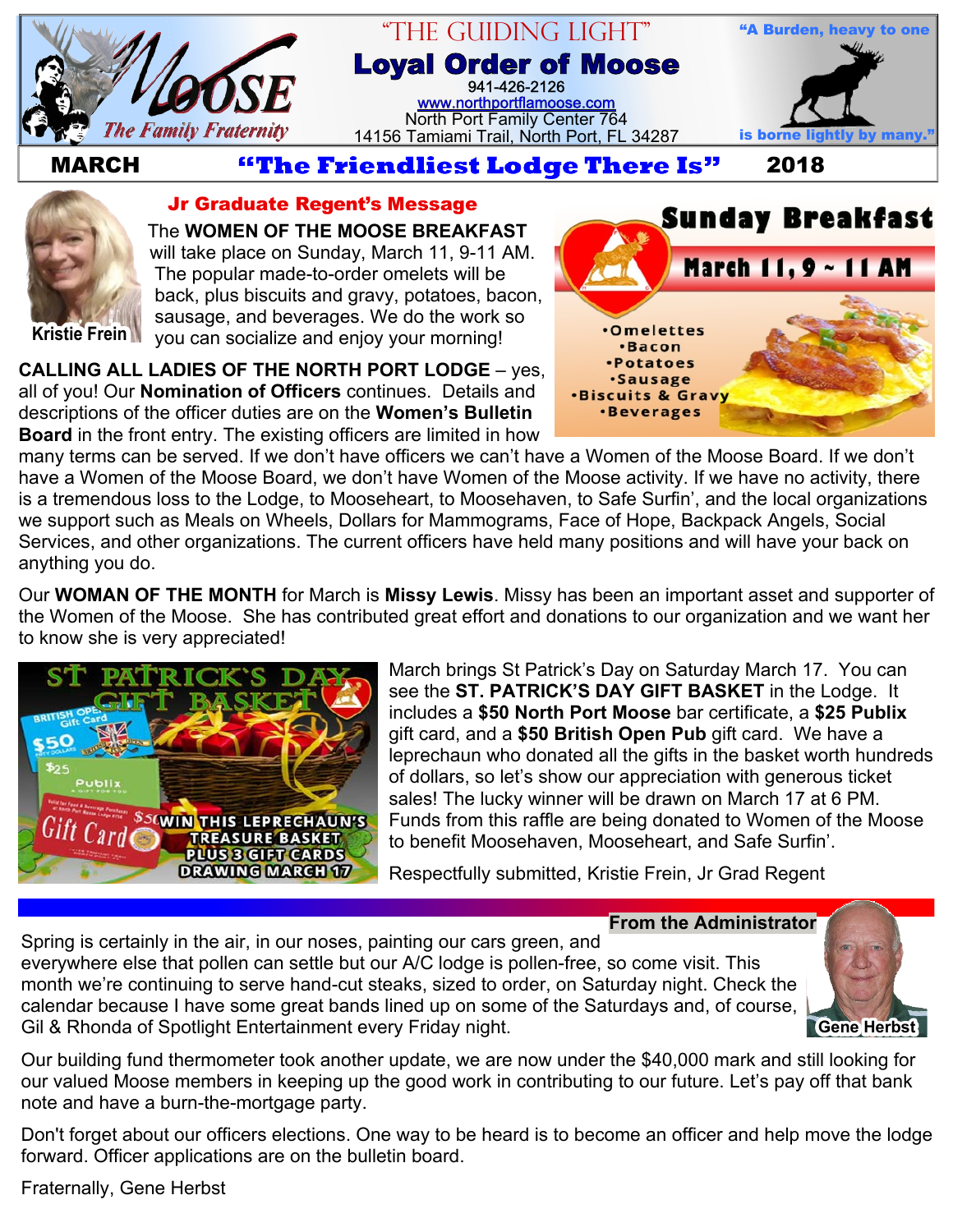# "THE GUIDING LIGHT"

## Loyal Order of Moose

941-426-2126

www.northportflamoose.com

North Port Family Center 764

14156 Tamiami Trail, North Port, FL 34287

MOOSE — The Family Fraternity

"A Burden, heavy to one is borne lightly by many."

**MARCH** — **"The Friendliest Lodge There Is"** — **2018**

## Jr Graduate Regent's Message

Kristie Frein

The **WOMEN OF THE MOOSE BREAKFAST** will take place on Sunday, March 11, 9-11 AM. The popular made-to-order omelets will be back, plus biscuits and gravy, potatoes, bacon, sausage, and beverages. We do the work so you can socialize and enjoy your morning!

**Sunday Breakfast**

**March 11, 9 ~ 11 AM**

- Omelettes
- Bacon
- Potatoes
- Sausage
- Biscuits & Gravy
- Beverages

**CALLING ALL LADIES OF THE NORTH PORT LODGE** – yes, all of you! Our **Nomination of Officers** continues. Details and descriptions of the officer duties are on the **Women's Bulletin Board** in the front entry. The existing officers are limited in how many terms can be served. If we don't have officers we can't have a Women of the Moose Board. If we don't have a Women of the Moose Board, we don't have Women of the Moose activity. If we have no activity, there is a tremendous loss to the Lodge, to Mooseheart, to Moosehaven, to Safe Surfin', and the local organizations we support such as Meals on Wheels, Dollars for Mammograms, Face of Hope, Backpack Angels, Social Services, and other organizations. The current officers have held many positions and will have your back on anything you do.

Our **WOMAN OF THE MONTH** for March is **Missy Lewis**. Missy has been an important asset and supporter of the Women of the Moose. She has contributed great effort and donations to our organization and we want her to know she is very appreciated!

**ST PATRICK'S DAY GIFT BASKET** — WIN THIS LEPRECHAUN'S TREASURE BASKET PLUS 3 GIFT CARDS — DRAWING MARCH 17

March brings St Patrick's Day on Saturday March 17. You can see the **ST. PATRICK'S DAY GIFT BASKET** in the Lodge. It includes a **$50 North Port Moose** bar certificate, a **$25 Publix** gift card, and a **$50 British Open Pub** gift card. We have a leprechaun who donated all the gifts in the basket worth hundreds of dollars, so let's show our appreciation with generous ticket sales! The lucky winner will be drawn on March 17 at 6 PM. Funds from this raffle are being donated to Women of the Moose to benefit Moosehaven, Mooseheart, and Safe Surfin'.

Respectfully submitted, Kristie Frein, Jr Grad Regent

## From the Administrator

Gene Herbst

Spring is certainly in the air, in our noses, painting our cars green, and everywhere else that pollen can settle but our A/C lodge is pollen-free, so come visit. This month we're continuing to serve hand-cut steaks, sized to order, on Saturday night. Check the calendar because I have some great bands lined up on some of the Saturdays and, of course, Gil & Rhonda of Spotlight Entertainment every Friday night.

Our building fund thermometer took another update, we are now under the $40,000 mark and still looking for our valued Moose members in keeping up the good work in contributing to our future. Let's pay off that bank note and have a burn-the-mortgage party.

Don't forget about our officers elections. One way to be heard is to become an officer and help move the lodge forward. Officer applications are on the bulletin board.

Fraternally, Gene Herbst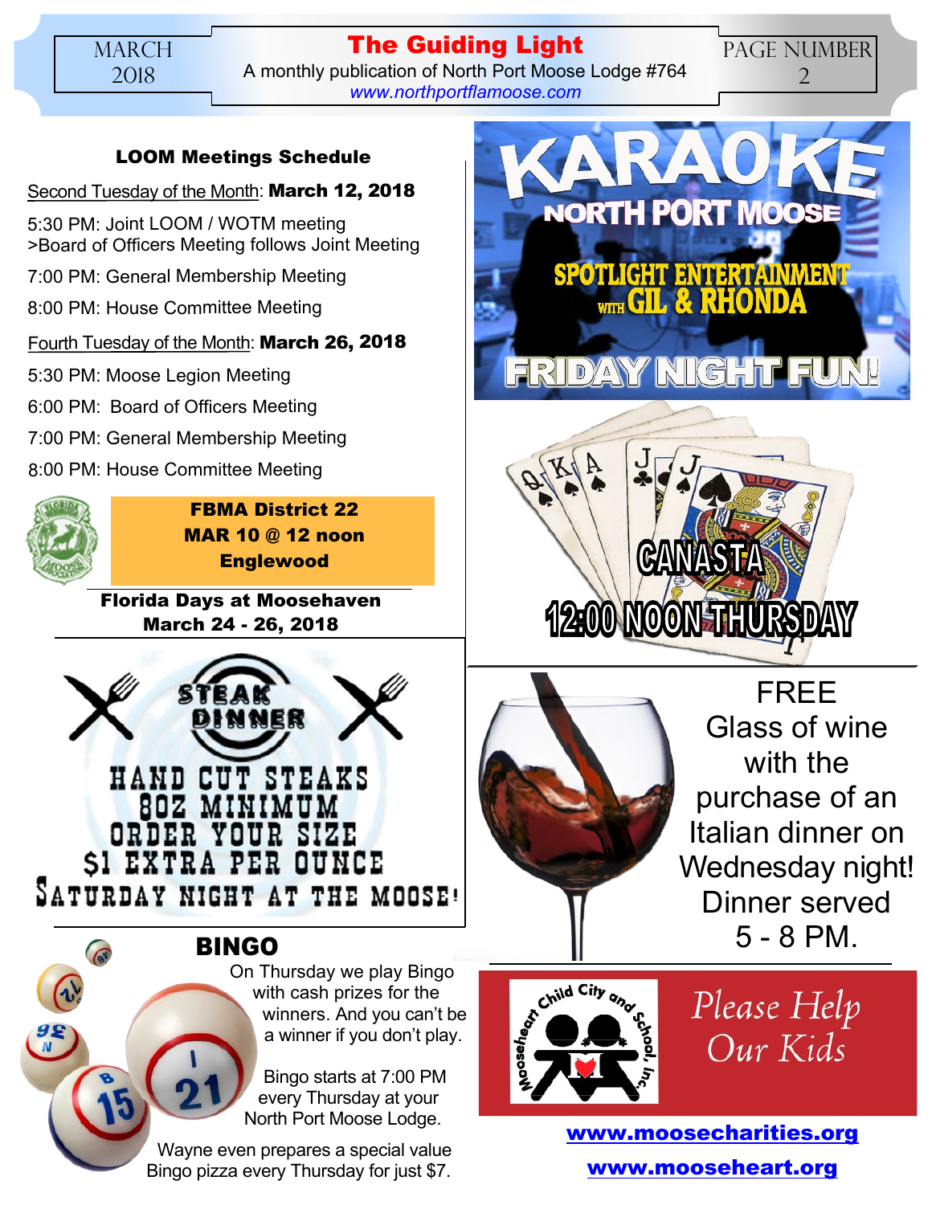### LOOM Meetings Schedule

Second Tuesday of the Month: **March 12, 2018**

5:30 PM: Joint LOOM / WOTM meeting
>Board of Officers Meeting follows Joint Meeting

7:00 PM: General Membership Meeting

8:00 PM: House Committee Meeting

Fourth Tuesday of the Month: **March 26, 2018**

5:30 PM: Moose Legion Meeting

6:00 PM: Board of Officers Meeting

7:00 PM: General Membership Meeting

8:00 PM: House Committee Meeting

**FBMA District 22**
**MAR 10 @ 12 noon**
**Englewood**

**Florida Days at Moosehaven**
**March 24 - 26, 2018**

**STEAK DINNER**

HAND CUT STEAKS
8OZ MINIMUM
ORDER YOUR SIZE
$1 EXTRA PER OUNCE
SATURDAY NIGHT AT THE MOOSE!

## BINGO

On Thursday we play Bingo with cash prizes for the winners. And you can't be a winner if you don't play.

Bingo starts at 7:00 PM every Thursday at your North Port Moose Lodge.

Wayne even prepares a special value Bingo pizza every Thursday for just $7.

## KARAOKE

NORTH PORT MOOSE

SPOTLIGHT ENTERTAINMENT WITH GIL & RHONDA

FRIDAY NIGHT FUN!

## CANASTA

12:00 NOON THURSDAY

FREE Glass of wine with the purchase of an Italian dinner on Wednesday night! Dinner served 5 - 8 PM.

Mooseheart Child City and School, Inc.

*Please Help Our Kids*

**www.moosecharities.org**

**www.mooseheart.org**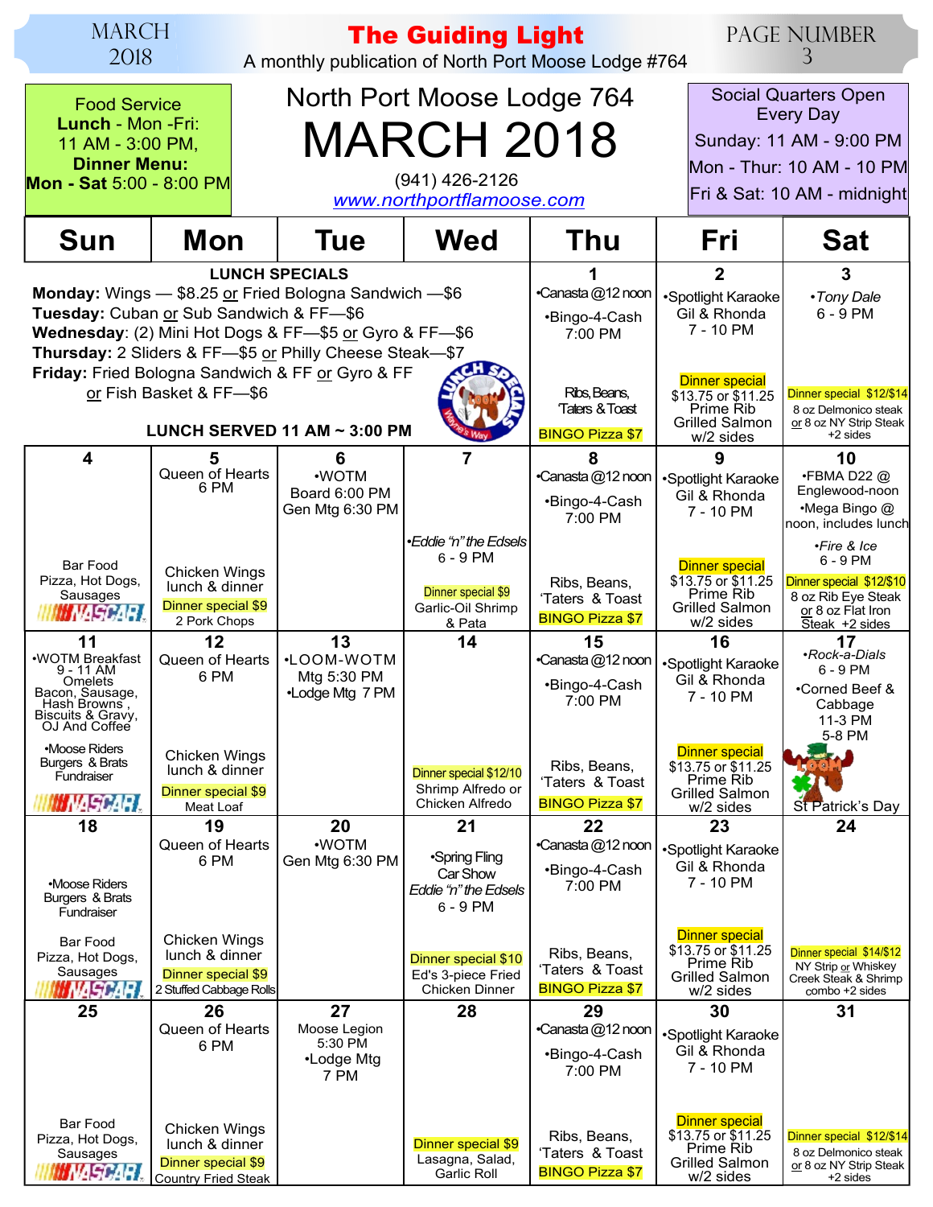**The Guiding Light**

A monthly publication of North Port Moose Lodge #764

MARCH 2018

Food Service
**Lunch** - Mon -Fri: 11 AM - 3:00 PM,
**Dinner Menu:**
**Mon - Sat** 5:00 - 8:00 PM

# North Port Moose Lodge 764

# MARCH 2018

(941) 426-2126
www.northportflamoose.com

Social Quarters Open Every Day
Sunday: 11 AM - 9:00 PM
Mon - Thur: 10 AM - 10 PM
Fri & Sat: 10 AM - midnight

**LUNCH SPECIALS**

**Monday:** Wings — $8.25 or Fried Bologna Sandwich —$6
**Tuesday:** Cuban or Sub Sandwich & FF—$6
**Wednesday**: (2) Mini Hot Dogs & FF—$5 or Gyro & FF—$6
**Thursday:** 2 Sliders & FF—$5 or Philly Cheese Steak—$7
**Friday:** Fried Bologna Sandwich & FF or Gyro & FF or Fish Basket & FF—$6

**LUNCH SERVED 11 AM ~ 3:00 PM**

| Sun | Mon | Tue | Wed | Thu | Fri | Sat |
|---|---|---|---|---|---|---|
| | | | | **1** •Canasta @12 noon •Bingo-4-Cash 7:00 PM; Ribs, Beans, Taters & Toast; BINGO Pizza $7 | **2** •Spotlight Karaoke Gil & Rhonda 7 - 10 PM; Dinner special $13.75 or $11.25 Prime Rib Grilled Salmon w/2 sides | **3** •*Tony Dale* 6 - 9 PM; Dinner special $12/$14 8 oz Delmonico steak or 8 oz NY Strip Steak +2 sides |
| **4** Bar Food Pizza, Hot Dogs, Sausages; NASCAR | **5** Queen of Hearts 6 PM; Chicken Wings lunch & dinner; Dinner special $9 2 Pork Chops | **6** •WOTM Board 6:00 PM Gen Mtg 6:30 PM | **7** •*Eddie "n" the Edsels* 6 - 9 PM; Dinner special $9 Garlic-Oil Shrimp & Pata | **8** •Canasta @12 noon •Bingo-4-Cash 7:00 PM; Ribs, Beans, 'Taters & Toast; BINGO Pizza $7 | **9** •Spotlight Karaoke Gil & Rhonda 7 - 10 PM; Dinner special $13.75 or $11.25 Prime Rib Grilled Salmon w/2 sides | **10** •FBMA D22 @ Englewood-noon •Mega Bingo @ noon, includes lunch •*Fire & Ice* 6 - 9 PM; Dinner special $12/$10 8 oz Rib Eye Steak or 8 oz Flat Iron Steak +2 sides |
| **11** •WOTM Breakfast 9 - 11 AM Omelets Bacon, Sausage, Hash Browns, Biscuits & Gravy, OJ And Coffee •Moose Riders Burgers & Brats Fundraiser; NASCAR | **12** Queen of Hearts 6 PM; Chicken Wings lunch & dinner; Dinner special $9 Meat Loaf | **13** •LOOM-WOTM Mtg 5:30 PM •Lodge Mtg 7 PM | **14** Dinner special $12/10 Shrimp Alfredo or Chicken Alfredo | **15** •Canasta @12 noon •Bingo-4-Cash 7:00 PM; Ribs, Beans, 'Taters & Toast; BINGO Pizza $7 | **16** •Spotlight Karaoke Gil & Rhonda 7 - 10 PM; Dinner special $13.75 or $11.25 Prime Rib Grilled Salmon w/2 sides | **17** •*Rock-a-Dials* 6 - 9 PM •Corned Beef & Cabbage 11-3 PM 5-8 PM; St Patrick's Day |
| **18** •Moose Riders Burgers & Brats Fundraiser; Bar Food Pizza, Hot Dogs, Sausages; NASCAR | **19** Queen of Hearts 6 PM; Chicken Wings lunch & dinner; Dinner special $9 2 Stuffed Cabbage Rolls | **20** •WOTM Gen Mtg 6:30 PM | **21** •Spring Fling Car Show *Eddie "n" the Edsels* 6 - 9 PM; Dinner special $10 Ed's 3-piece Fried Chicken Dinner | **22** •Canasta @12 noon •Bingo-4-Cash 7:00 PM; Ribs, Beans, 'Taters & Toast; BINGO Pizza $7 | **23** •Spotlight Karaoke Gil & Rhonda 7 - 10 PM; Dinner special $13.75 or $11.25 Prime Rib Grilled Salmon w/2 sides | **24** Dinner special $14/$12 NY Strip or Whiskey Creek Steak & Shrimp combo +2 sides |
| **25** Bar Food Pizza, Hot Dogs, Sausages; NASCAR | **26** Queen of Hearts 6 PM; Chicken Wings lunch & dinner; Dinner special $9 Country Fried Steak | **27** Moose Legion 5:30 PM •Lodge Mtg 7 PM | **28** Dinner special $9 Lasagna, Salad, Garlic Roll | **29** •Canasta @12 noon •Bingo-4-Cash 7:00 PM; Ribs, Beans, 'Taters & Toast; BINGO Pizza $7 | **30** •Spotlight Karaoke Gil & Rhonda 7 - 10 PM; Dinner special $13.75 or $11.25 Prime Rib Grilled Salmon w/2 sides | **31** Dinner special $12/$14 8 oz Delmonico steak or 8 oz NY Strip Steak +2 sides |